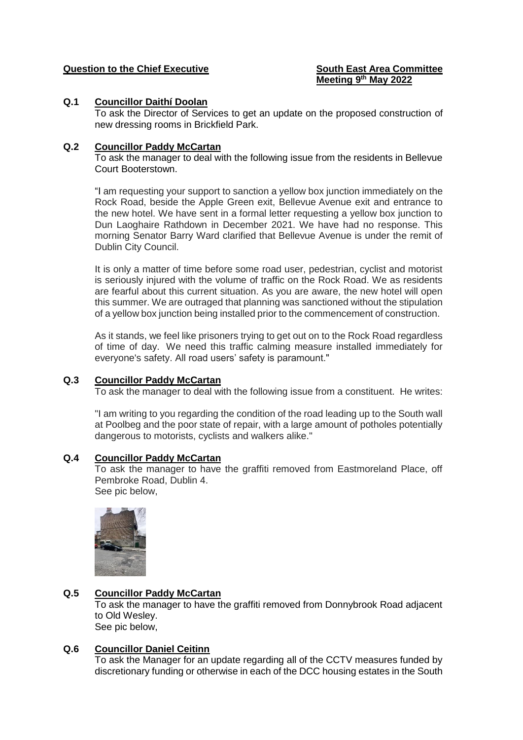**Question to the Chief Executive** **South East Area Committee Meeting 9th May 2022**

**Q.1** **Councillor Daithí Doolan**

To ask the Director of Services to get an update on the proposed construction of new dressing rooms in Brickfield Park.

**Q.2** **Councillor Paddy McCartan**

To ask the manager to deal with the following issue from the residents in Bellevue Court Booterstown.

"I am requesting your support to sanction a yellow box junction immediately on the Rock Road, beside the Apple Green exit, Bellevue Avenue exit and entrance to the new hotel. We have sent in a formal letter requesting a yellow box junction to Dun Laoghaire Rathdown in December 2021. We have had no response. This morning Senator Barry Ward clarified that Bellevue Avenue is under the remit of Dublin City Council.

It is only a matter of time before some road user, pedestrian, cyclist and motorist is seriously injured with the volume of traffic on the Rock Road. We as residents are fearful about this current situation. As you are aware, the new hotel will open this summer. We are outraged that planning was sanctioned without the stipulation of a yellow box junction being installed prior to the commencement of construction.

As it stands, we feel like prisoners trying to get out on to the Rock Road regardless of time of day. We need this traffic calming measure installed immediately for everyone's safety. All road users' safety is paramount."

**Q.3** **Councillor Paddy McCartan**

To ask the manager to deal with the following issue from a constituent. He writes:

"I am writing to you regarding the condition of the road leading up to the South wall at Poolbeg and the poor state of repair, with a large amount of potholes potentially dangerous to motorists, cyclists and walkers alike."

**Q.4** **Councillor Paddy McCartan**

To ask the manager to have the graffiti removed from Eastmoreland Place, off Pembroke Road, Dublin 4.
See pic below,

**Q.5** **Councillor Paddy McCartan**

To ask the manager to have the graffiti removed from Donnybrook Road adjacent to Old Wesley.
See pic below,

**Q.6** **Councillor Daniel Ceitinn**

To ask the Manager for an update regarding all of the CCTV measures funded by discretionary funding or otherwise in each of the DCC housing estates in the South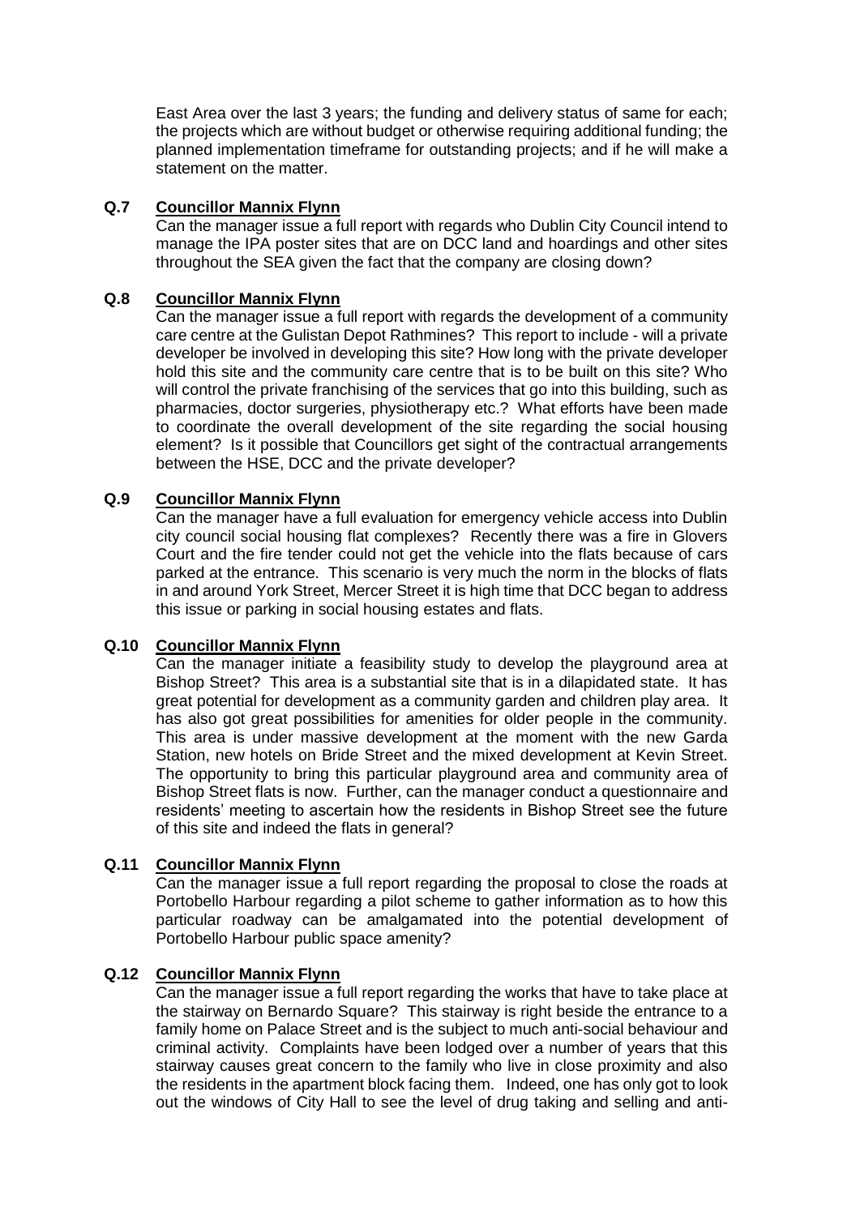East Area over the last 3 years; the funding and delivery status of same for each; the projects which are without budget or otherwise requiring additional funding; the planned implementation timeframe for outstanding projects; and if he will make a statement on the matter.

**Q.7 Councillor Mannix Flynn**

Can the manager issue a full report with regards who Dublin City Council intend to manage the IPA poster sites that are on DCC land and hoardings and other sites throughout the SEA given the fact that the company are closing down?

**Q.8 Councillor Mannix Flynn**

Can the manager issue a full report with regards the development of a community care centre at the Gulistan Depot Rathmines? This report to include - will a private developer be involved in developing this site? How long with the private developer hold this site and the community care centre that is to be built on this site? Who will control the private franchising of the services that go into this building, such as pharmacies, doctor surgeries, physiotherapy etc.? What efforts have been made to coordinate the overall development of the site regarding the social housing element? Is it possible that Councillors get sight of the contractual arrangements between the HSE, DCC and the private developer?

**Q.9 Councillor Mannix Flynn**

Can the manager have a full evaluation for emergency vehicle access into Dublin city council social housing flat complexes? Recently there was a fire in Glovers Court and the fire tender could not get the vehicle into the flats because of cars parked at the entrance. This scenario is very much the norm in the blocks of flats in and around York Street, Mercer Street it is high time that DCC began to address this issue or parking in social housing estates and flats.

**Q.10 Councillor Mannix Flynn**

Can the manager initiate a feasibility study to develop the playground area at Bishop Street? This area is a substantial site that is in a dilapidated state. It has great potential for development as a community garden and children play area. It has also got great possibilities for amenities for older people in the community. This area is under massive development at the moment with the new Garda Station, new hotels on Bride Street and the mixed development at Kevin Street. The opportunity to bring this particular playground area and community area of Bishop Street flats is now. Further, can the manager conduct a questionnaire and residents' meeting to ascertain how the residents in Bishop Street see the future of this site and indeed the flats in general?

**Q.11 Councillor Mannix Flynn**

Can the manager issue a full report regarding the proposal to close the roads at Portobello Harbour regarding a pilot scheme to gather information as to how this particular roadway can be amalgamated into the potential development of Portobello Harbour public space amenity?

**Q.12 Councillor Mannix Flynn**

Can the manager issue a full report regarding the works that have to take place at the stairway on Bernardo Square? This stairway is right beside the entrance to a family home on Palace Street and is the subject to much anti-social behaviour and criminal activity. Complaints have been lodged over a number of years that this stairway causes great concern to the family who live in close proximity and also the residents in the apartment block facing them. Indeed, one has only got to look out the windows of City Hall to see the level of drug taking and selling and anti-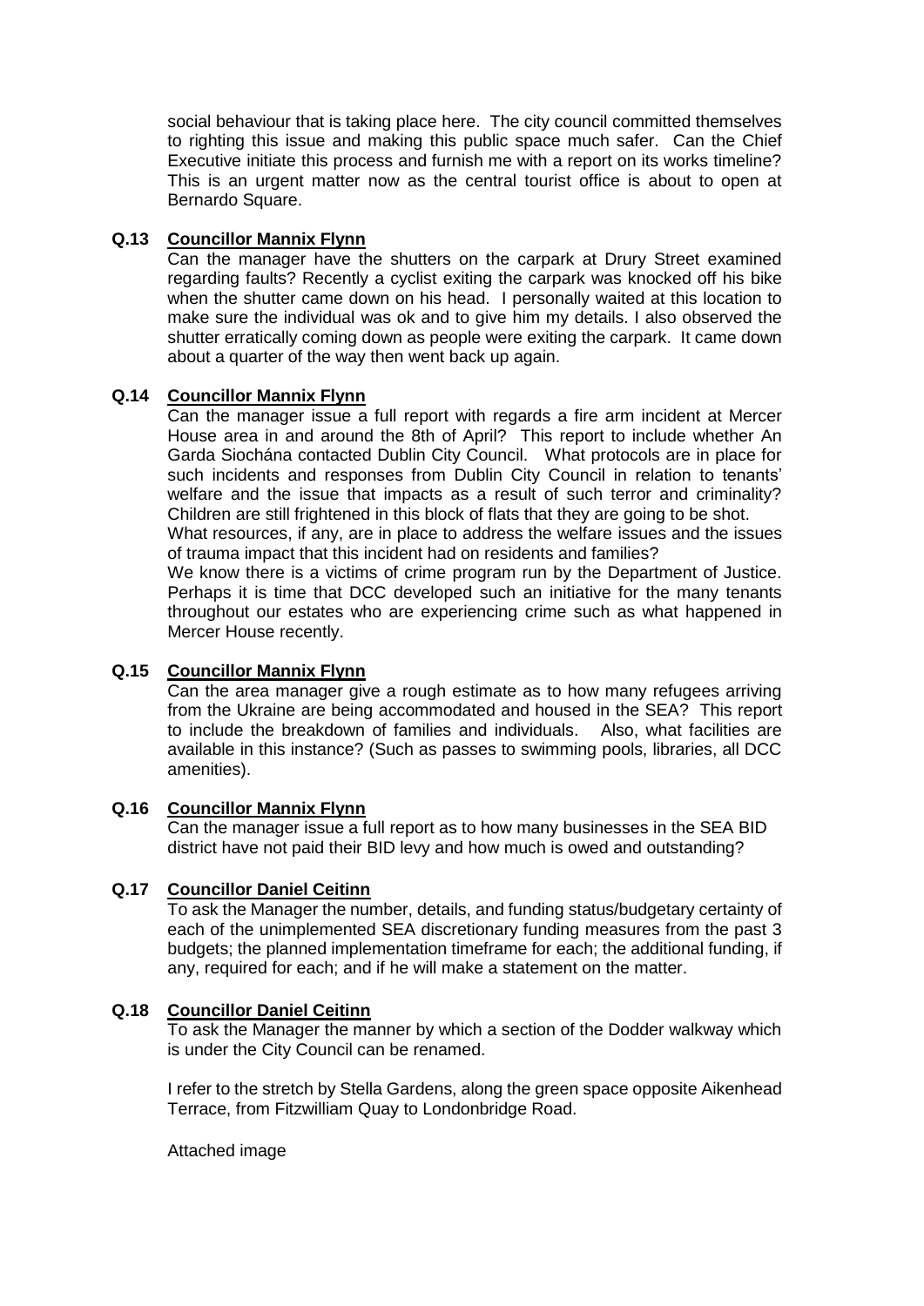social behaviour that is taking place here. The city council committed themselves to righting this issue and making this public space much safer. Can the Chief Executive initiate this process and furnish me with a report on its works timeline? This is an urgent matter now as the central tourist office is about to open at Bernardo Square.

**Q.13 Councillor Mannix Flynn**

Can the manager have the shutters on the carpark at Drury Street examined regarding faults? Recently a cyclist exiting the carpark was knocked off his bike when the shutter came down on his head. I personally waited at this location to make sure the individual was ok and to give him my details. I also observed the shutter erratically coming down as people were exiting the carpark. It came down about a quarter of the way then went back up again.

**Q.14 Councillor Mannix Flynn**

Can the manager issue a full report with regards a fire arm incident at Mercer House area in and around the 8th of April? This report to include whether An Garda Siochána contacted Dublin City Council. What protocols are in place for such incidents and responses from Dublin City Council in relation to tenants' welfare and the issue that impacts as a result of such terror and criminality? Children are still frightened in this block of flats that they are going to be shot.

What resources, if any, are in place to address the welfare issues and the issues of trauma impact that this incident had on residents and families?

We know there is a victims of crime program run by the Department of Justice. Perhaps it is time that DCC developed such an initiative for the many tenants throughout our estates who are experiencing crime such as what happened in Mercer House recently.

**Q.15 Councillor Mannix Flynn**

Can the area manager give a rough estimate as to how many refugees arriving from the Ukraine are being accommodated and housed in the SEA? This report to include the breakdown of families and individuals. Also, what facilities are available in this instance? (Such as passes to swimming pools, libraries, all DCC amenities).

**Q.16 Councillor Mannix Flynn**

Can the manager issue a full report as to how many businesses in the SEA BID district have not paid their BID levy and how much is owed and outstanding?

**Q.17 Councillor Daniel Ceitinn**

To ask the Manager the number, details, and funding status/budgetary certainty of each of the unimplemented SEA discretionary funding measures from the past 3 budgets; the planned implementation timeframe for each; the additional funding, if any, required for each; and if he will make a statement on the matter.

**Q.18 Councillor Daniel Ceitinn**

To ask the Manager the manner by which a section of the Dodder walkway which is under the City Council can be renamed.

I refer to the stretch by Stella Gardens, along the green space opposite Aikenhead Terrace, from Fitzwilliam Quay to Londonbridge Road.

Attached image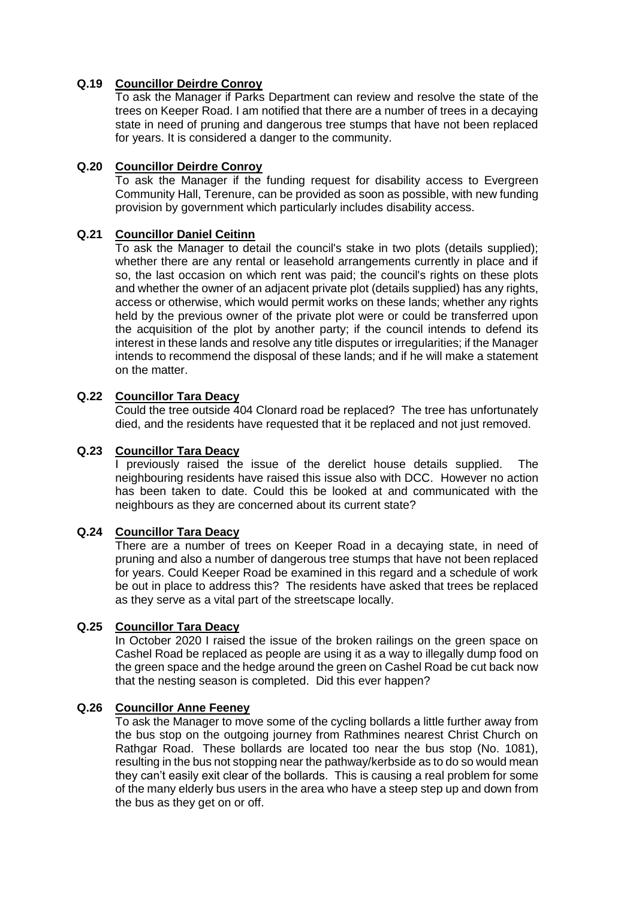**Q.19 Councillor Deirdre Conroy**

To ask the Manager if Parks Department can review and resolve the state of the trees on Keeper Road. I am notified that there are a number of trees in a decaying state in need of pruning and dangerous tree stumps that have not been replaced for years. It is considered a danger to the community.

**Q.20 Councillor Deirdre Conroy**

To ask the Manager if the funding request for disability access to Evergreen Community Hall, Terenure, can be provided as soon as possible, with new funding provision by government which particularly includes disability access.

**Q.21 Councillor Daniel Ceitinn**

To ask the Manager to detail the council's stake in two plots (details supplied); whether there are any rental or leasehold arrangements currently in place and if so, the last occasion on which rent was paid; the council's rights on these plots and whether the owner of an adjacent private plot (details supplied) has any rights, access or otherwise, which would permit works on these lands; whether any rights held by the previous owner of the private plot were or could be transferred upon the acquisition of the plot by another party; if the council intends to defend its interest in these lands and resolve any title disputes or irregularities; if the Manager intends to recommend the disposal of these lands; and if he will make a statement on the matter.

**Q.22 Councillor Tara Deacy**

Could the tree outside 404 Clonard road be replaced? The tree has unfortunately died, and the residents have requested that it be replaced and not just removed.

**Q.23 Councillor Tara Deacy**

I previously raised the issue of the derelict house details supplied. The neighbouring residents have raised this issue also with DCC. However no action has been taken to date. Could this be looked at and communicated with the neighbours as they are concerned about its current state?

**Q.24 Councillor Tara Deacy**

There are a number of trees on Keeper Road in a decaying state, in need of pruning and also a number of dangerous tree stumps that have not been replaced for years. Could Keeper Road be examined in this regard and a schedule of work be out in place to address this? The residents have asked that trees be replaced as they serve as a vital part of the streetscape locally.

**Q.25 Councillor Tara Deacy**

In October 2020 I raised the issue of the broken railings on the green space on Cashel Road be replaced as people are using it as a way to illegally dump food on the green space and the hedge around the green on Cashel Road be cut back now that the nesting season is completed. Did this ever happen?

**Q.26 Councillor Anne Feeney**

To ask the Manager to move some of the cycling bollards a little further away from the bus stop on the outgoing journey from Rathmines nearest Christ Church on Rathgar Road. These bollards are located too near the bus stop (No. 1081), resulting in the bus not stopping near the pathway/kerbside as to do so would mean they can't easily exit clear of the bollards. This is causing a real problem for some of the many elderly bus users in the area who have a steep step up and down from the bus as they get on or off.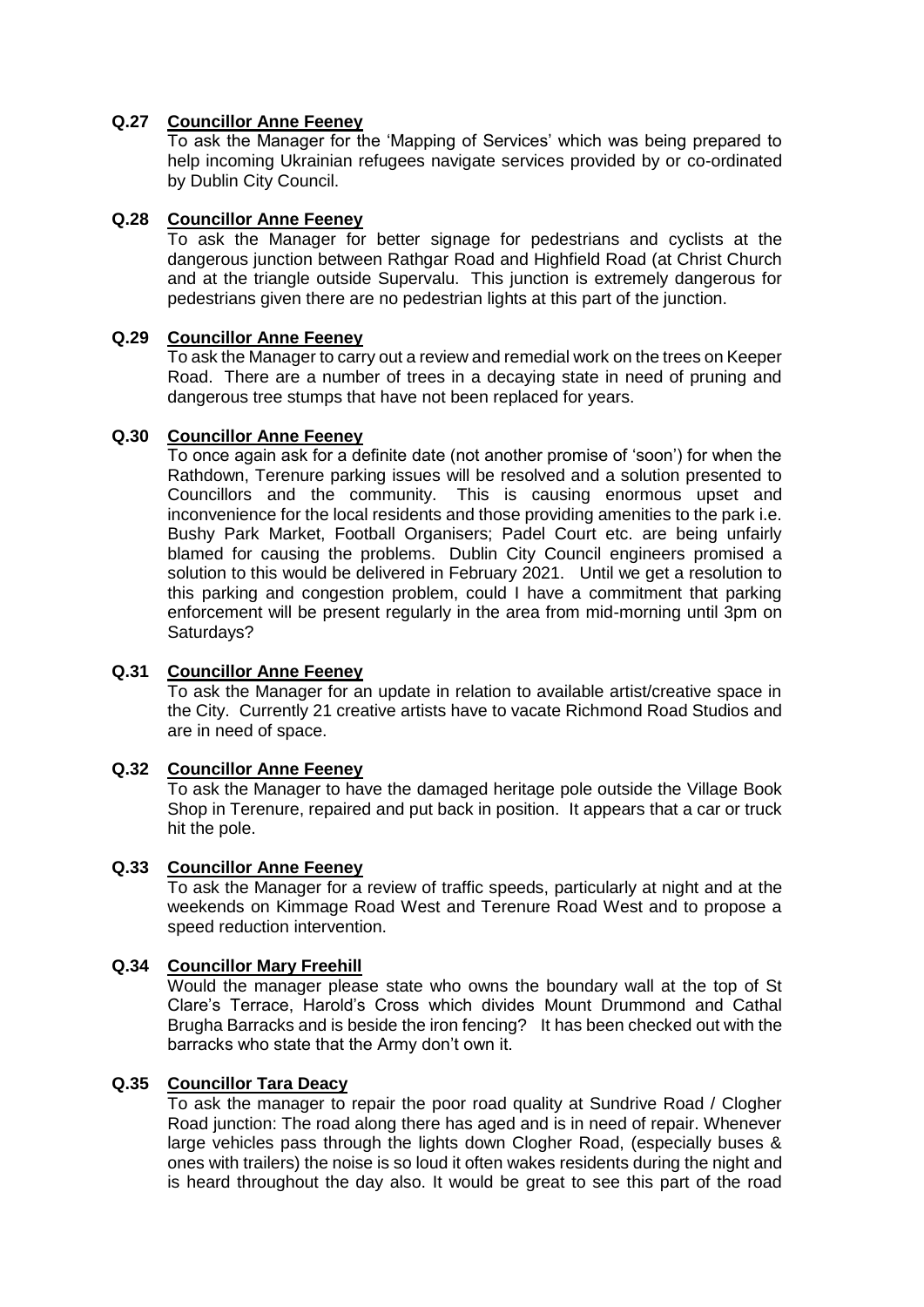**Q.27 Councillor Anne Feeney**

To ask the Manager for the 'Mapping of Services' which was being prepared to help incoming Ukrainian refugees navigate services provided by or co-ordinated by Dublin City Council.

**Q.28 Councillor Anne Feeney**

To ask the Manager for better signage for pedestrians and cyclists at the dangerous junction between Rathgar Road and Highfield Road (at Christ Church and at the triangle outside Supervalu. This junction is extremely dangerous for pedestrians given there are no pedestrian lights at this part of the junction.

**Q.29 Councillor Anne Feeney**

To ask the Manager to carry out a review and remedial work on the trees on Keeper Road. There are a number of trees in a decaying state in need of pruning and dangerous tree stumps that have not been replaced for years.

**Q.30 Councillor Anne Feeney**

To once again ask for a definite date (not another promise of 'soon') for when the Rathdown, Terenure parking issues will be resolved and a solution presented to Councillors and the community. This is causing enormous upset and inconvenience for the local residents and those providing amenities to the park i.e. Bushy Park Market, Football Organisers; Padel Court etc. are being unfairly blamed for causing the problems. Dublin City Council engineers promised a solution to this would be delivered in February 2021. Until we get a resolution to this parking and congestion problem, could I have a commitment that parking enforcement will be present regularly in the area from mid-morning until 3pm on Saturdays?

**Q.31 Councillor Anne Feeney**

To ask the Manager for an update in relation to available artist/creative space in the City. Currently 21 creative artists have to vacate Richmond Road Studios and are in need of space.

**Q.32 Councillor Anne Feeney**

To ask the Manager to have the damaged heritage pole outside the Village Book Shop in Terenure, repaired and put back in position. It appears that a car or truck hit the pole.

**Q.33 Councillor Anne Feeney**

To ask the Manager for a review of traffic speeds, particularly at night and at the weekends on Kimmage Road West and Terenure Road West and to propose a speed reduction intervention.

**Q.34 Councillor Mary Freehill**

Would the manager please state who owns the boundary wall at the top of St Clare's Terrace, Harold's Cross which divides Mount Drummond and Cathal Brugha Barracks and is beside the iron fencing? It has been checked out with the barracks who state that the Army don't own it.

**Q.35 Councillor Tara Deacy**

To ask the manager to repair the poor road quality at Sundrive Road / Clogher Road junction: The road along there has aged and is in need of repair. Whenever large vehicles pass through the lights down Clogher Road, (especially buses & ones with trailers) the noise is so loud it often wakes residents during the night and is heard throughout the day also. It would be great to see this part of the road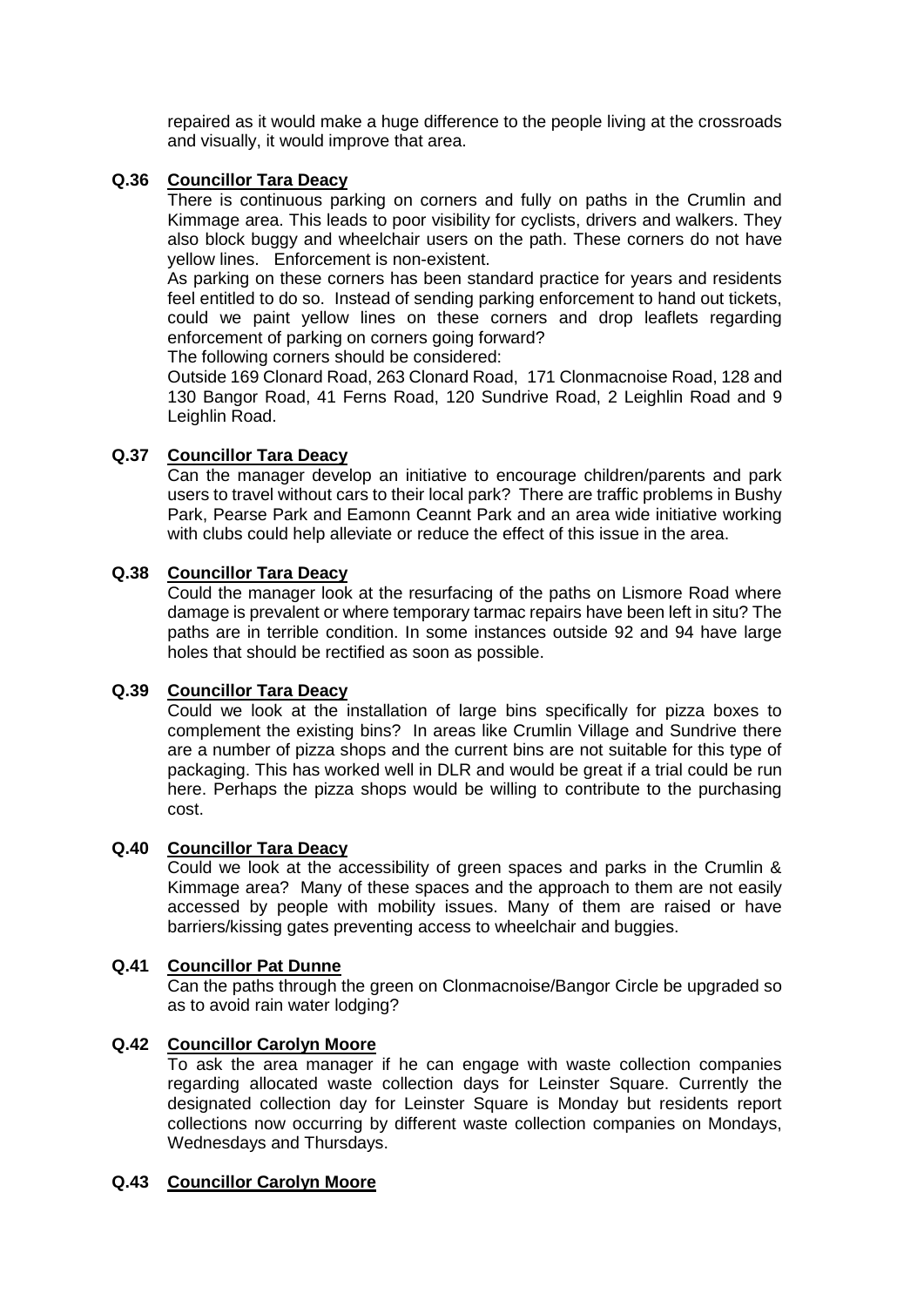repaired as it would make a huge difference to the people living at the crossroads and visually, it would improve that area.

**Q.36 Councillor Tara Deacy**

There is continuous parking on corners and fully on paths in the Crumlin and Kimmage area. This leads to poor visibility for cyclists, drivers and walkers. They also block buggy and wheelchair users on the path. These corners do not have yellow lines. Enforcement is non-existent.

As parking on these corners has been standard practice for years and residents feel entitled to do so. Instead of sending parking enforcement to hand out tickets, could we paint yellow lines on these corners and drop leaflets regarding enforcement of parking on corners going forward?

The following corners should be considered:

Outside 169 Clonard Road, 263 Clonard Road, 171 Clonmacnoise Road, 128 and 130 Bangor Road, 41 Ferns Road, 120 Sundrive Road, 2 Leighlin Road and 9 Leighlin Road.

**Q.37 Councillor Tara Deacy**

Can the manager develop an initiative to encourage children/parents and park users to travel without cars to their local park? There are traffic problems in Bushy Park, Pearse Park and Eamonn Ceannt Park and an area wide initiative working with clubs could help alleviate or reduce the effect of this issue in the area.

**Q.38 Councillor Tara Deacy**

Could the manager look at the resurfacing of the paths on Lismore Road where damage is prevalent or where temporary tarmac repairs have been left in situ? The paths are in terrible condition. In some instances outside 92 and 94 have large holes that should be rectified as soon as possible.

**Q.39 Councillor Tara Deacy**

Could we look at the installation of large bins specifically for pizza boxes to complement the existing bins? In areas like Crumlin Village and Sundrive there are a number of pizza shops and the current bins are not suitable for this type of packaging. This has worked well in DLR and would be great if a trial could be run here. Perhaps the pizza shops would be willing to contribute to the purchasing cost.

**Q.40 Councillor Tara Deacy**

Could we look at the accessibility of green spaces and parks in the Crumlin & Kimmage area? Many of these spaces and the approach to them are not easily accessed by people with mobility issues. Many of them are raised or have barriers/kissing gates preventing access to wheelchair and buggies.

**Q.41 Councillor Pat Dunne**

Can the paths through the green on Clonmacnoise/Bangor Circle be upgraded so as to avoid rain water lodging?

**Q.42 Councillor Carolyn Moore**

To ask the area manager if he can engage with waste collection companies regarding allocated waste collection days for Leinster Square. Currently the designated collection day for Leinster Square is Monday but residents report collections now occurring by different waste collection companies on Mondays, Wednesdays and Thursdays.

**Q.43 Councillor Carolyn Moore**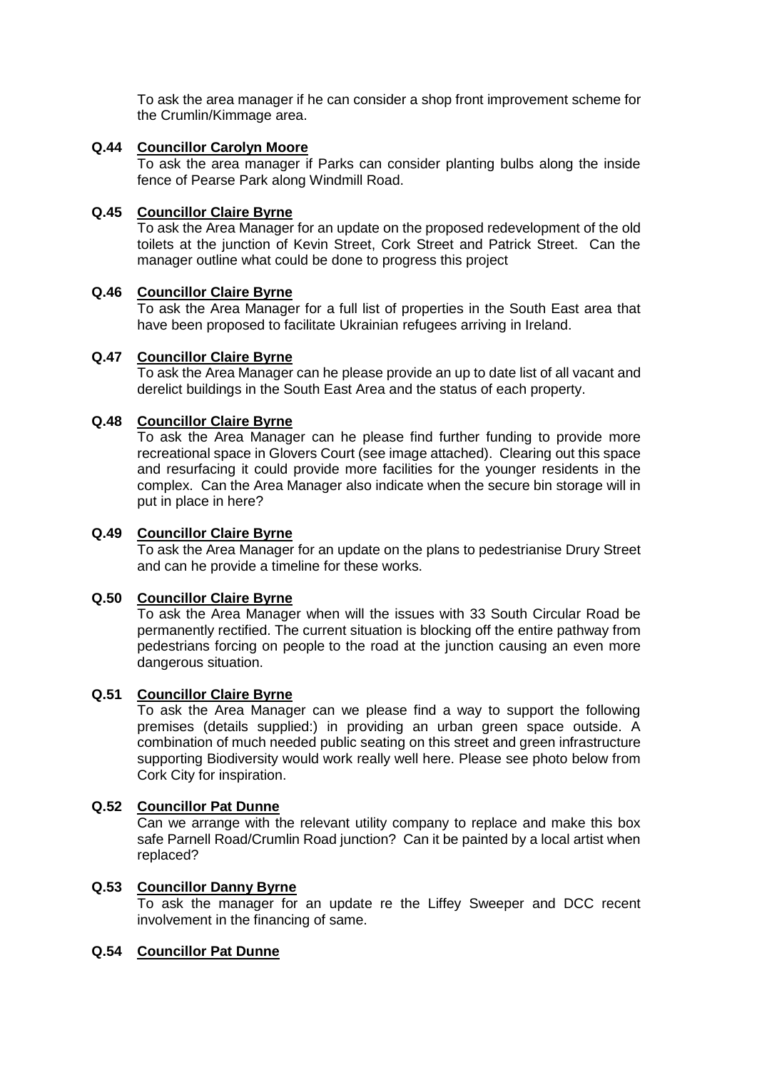To ask the area manager if he can consider a shop front improvement scheme for the Crumlin/Kimmage area.

**Q.44 Councillor Carolyn Moore**

To ask the area manager if Parks can consider planting bulbs along the inside fence of Pearse Park along Windmill Road.

**Q.45 Councillor Claire Byrne**

To ask the Area Manager for an update on the proposed redevelopment of the old toilets at the junction of Kevin Street, Cork Street and Patrick Street. Can the manager outline what could be done to progress this project

**Q.46 Councillor Claire Byrne**

To ask the Area Manager for a full list of properties in the South East area that have been proposed to facilitate Ukrainian refugees arriving in Ireland.

**Q.47 Councillor Claire Byrne**

To ask the Area Manager can he please provide an up to date list of all vacant and derelict buildings in the South East Area and the status of each property.

**Q.48 Councillor Claire Byrne**

To ask the Area Manager can he please find further funding to provide more recreational space in Glovers Court (see image attached). Clearing out this space and resurfacing it could provide more facilities for the younger residents in the complex. Can the Area Manager also indicate when the secure bin storage will in put in place in here?

**Q.49 Councillor Claire Byrne**

To ask the Area Manager for an update on the plans to pedestrianise Drury Street and can he provide a timeline for these works.

**Q.50 Councillor Claire Byrne**

To ask the Area Manager when will the issues with 33 South Circular Road be permanently rectified. The current situation is blocking off the entire pathway from pedestrians forcing on people to the road at the junction causing an even more dangerous situation.

**Q.51 Councillor Claire Byrne**

To ask the Area Manager can we please find a way to support the following premises (details supplied:) in providing an urban green space outside. A combination of much needed public seating on this street and green infrastructure supporting Biodiversity would work really well here. Please see photo below from Cork City for inspiration.

**Q.52 Councillor Pat Dunne**

Can we arrange with the relevant utility company to replace and make this box safe Parnell Road/Crumlin Road junction? Can it be painted by a local artist when replaced?

**Q.53 Councillor Danny Byrne**

To ask the manager for an update re the Liffey Sweeper and DCC recent involvement in the financing of same.

**Q.54 Councillor Pat Dunne**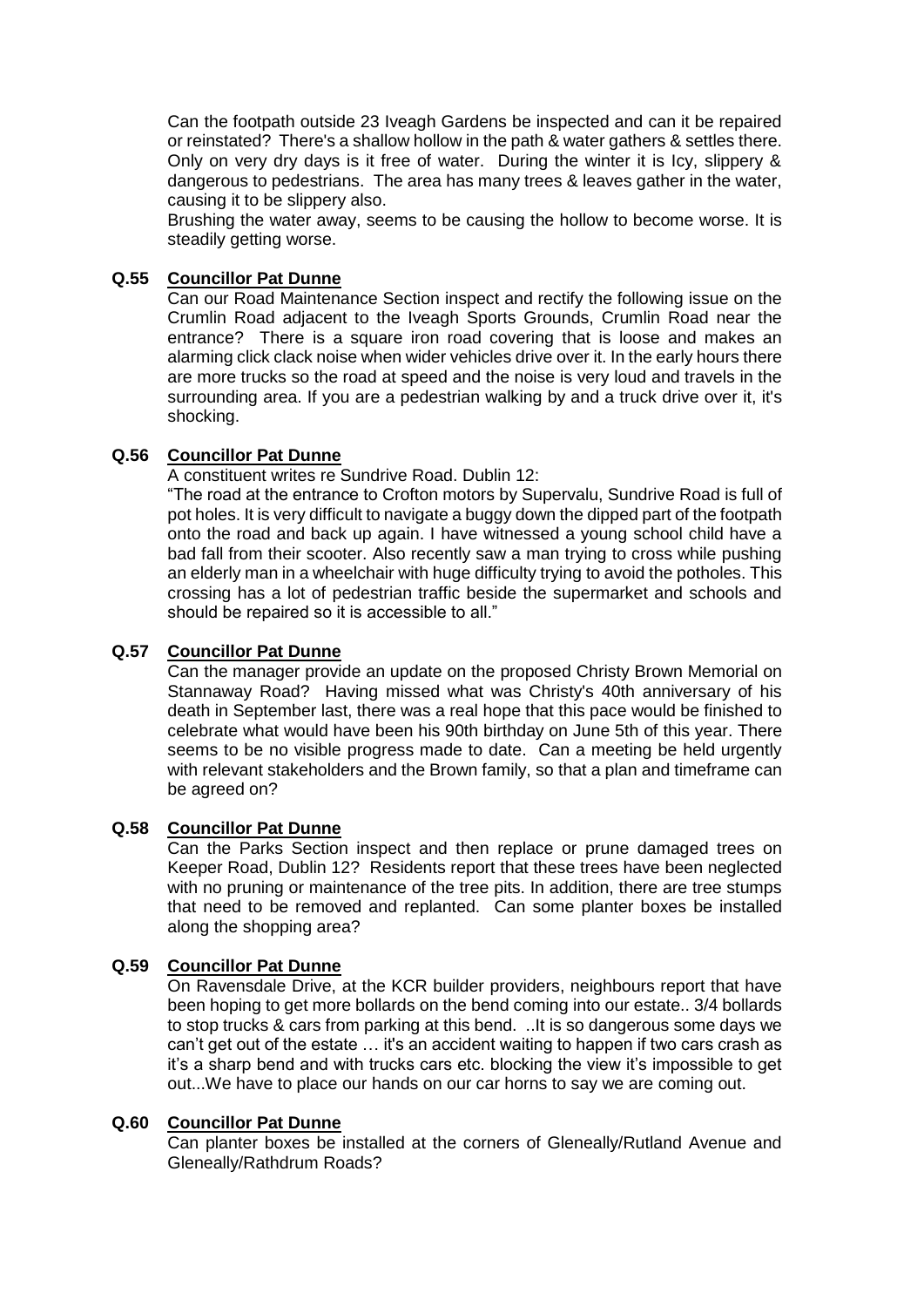Can the footpath outside 23 Iveagh Gardens be inspected and can it be repaired or reinstated? There's a shallow hollow in the path & water gathers & settles there. Only on very dry days is it free of water. During the winter it is Icy, slippery & dangerous to pedestrians. The area has many trees & leaves gather in the water, causing it to be slippery also.

Brushing the water away, seems to be causing the hollow to become worse. It is steadily getting worse.

**Q.55 Councillor Pat Dunne**

Can our Road Maintenance Section inspect and rectify the following issue on the Crumlin Road adjacent to the Iveagh Sports Grounds, Crumlin Road near the entrance? There is a square iron road covering that is loose and makes an alarming click clack noise when wider vehicles drive over it. In the early hours there are more trucks so the road at speed and the noise is very loud and travels in the surrounding area. If you are a pedestrian walking by and a truck drive over it, it's shocking.

**Q.56 Councillor Pat Dunne**

A constituent writes re Sundrive Road. Dublin 12:

"The road at the entrance to Crofton motors by Supervalu, Sundrive Road is full of pot holes. It is very difficult to navigate a buggy down the dipped part of the footpath onto the road and back up again. I have witnessed a young school child have a bad fall from their scooter. Also recently saw a man trying to cross while pushing an elderly man in a wheelchair with huge difficulty trying to avoid the potholes. This crossing has a lot of pedestrian traffic beside the supermarket and schools and should be repaired so it is accessible to all."

**Q.57 Councillor Pat Dunne**

Can the manager provide an update on the proposed Christy Brown Memorial on Stannaway Road? Having missed what was Christy's 40th anniversary of his death in September last, there was a real hope that this pace would be finished to celebrate what would have been his 90th birthday on June 5th of this year. There seems to be no visible progress made to date. Can a meeting be held urgently with relevant stakeholders and the Brown family, so that a plan and timeframe can be agreed on?

**Q.58 Councillor Pat Dunne**

Can the Parks Section inspect and then replace or prune damaged trees on Keeper Road, Dublin 12? Residents report that these trees have been neglected with no pruning or maintenance of the tree pits. In addition, there are tree stumps that need to be removed and replanted. Can some planter boxes be installed along the shopping area?

**Q.59 Councillor Pat Dunne**

On Ravensdale Drive, at the KCR builder providers, neighbours report that have been hoping to get more bollards on the bend coming into our estate.. 3/4 bollards to stop trucks & cars from parking at this bend. ..It is so dangerous some days we can't get out of the estate … it's an accident waiting to happen if two cars crash as it's a sharp bend and with trucks cars etc. blocking the view it's impossible to get out...We have to place our hands on our car horns to say we are coming out.

**Q.60 Councillor Pat Dunne**

Can planter boxes be installed at the corners of Gleneally/Rutland Avenue and Gleneally/Rathdrum Roads?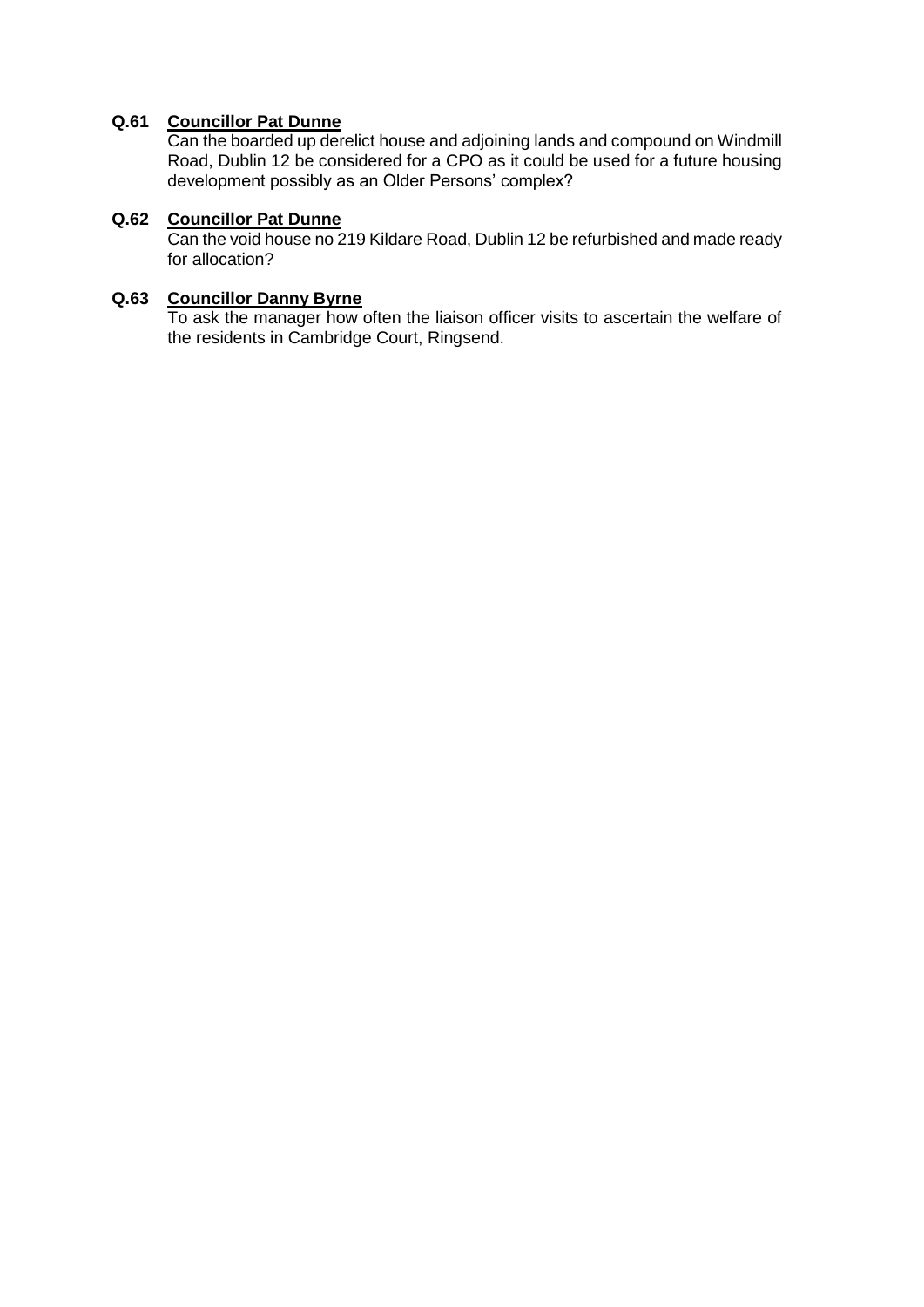**Q.61 Councillor Pat Dunne**

Can the boarded up derelict house and adjoining lands and compound on Windmill Road, Dublin 12 be considered for a CPO as it could be used for a future housing development possibly as an Older Persons' complex?

**Q.62 Councillor Pat Dunne**

Can the void house no 219 Kildare Road, Dublin 12 be refurbished and made ready for allocation?

**Q.63 Councillor Danny Byrne**

To ask the manager how often the liaison officer visits to ascertain the welfare of the residents in Cambridge Court, Ringsend.